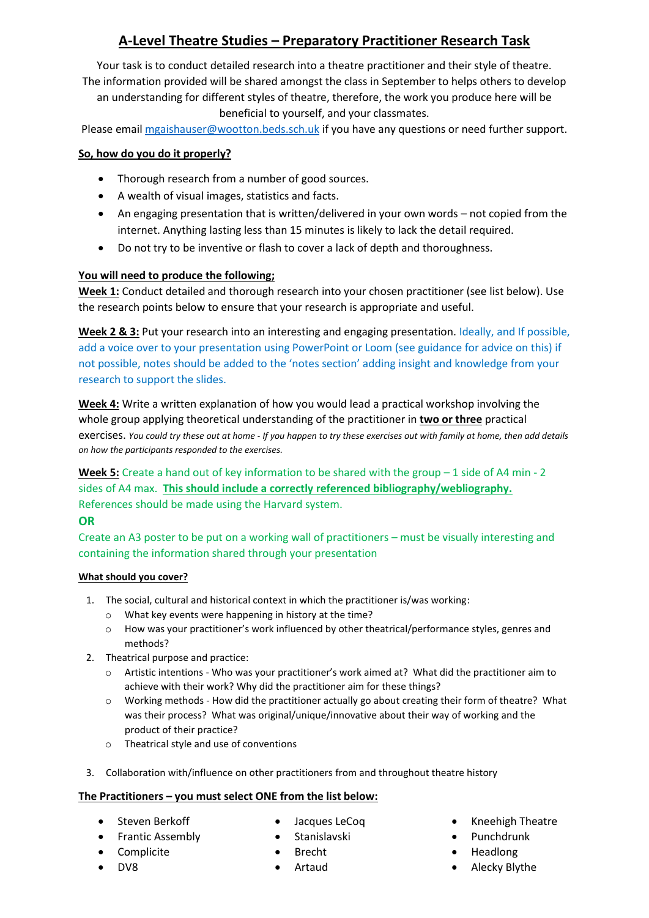# A-Level Theatre Studies – Preparatory Practitioner Research Task

Your task is to conduct detailed research into a theatre practitioner and their style of theatre. The information provided will be shared amongst the class in September to helps others to develop an understanding for different styles of theatre, therefore, the work you produce here will be beneficial to yourself, and your classmates.

Please email mgaishauser@wootton.beds.sch.uk if you have any questions or need further support.

**So, how do you do it properly?**

- Thorough research from a number of good sources.
- A wealth of visual images, statistics and facts.
- An engaging presentation that is written/delivered in your own words – not copied from the internet. Anything lasting less than 15 minutes is likely to lack the detail required.
- Do not try to be inventive or flash to cover a lack of depth and thoroughness.

**You will need to produce the following;**

**Week 1:** Conduct detailed and thorough research into your chosen practitioner (see list below). Use the research points below to ensure that your research is appropriate and useful.

**Week 2 & 3:** Put your research into an interesting and engaging presentation. Ideally, and If possible, add a voice over to your presentation using PowerPoint or Loom (see guidance for advice on this) if not possible, notes should be added to the 'notes section' adding insight and knowledge from your research to support the slides.

**Week 4:** Write a written explanation of how you would lead a practical workshop involving the whole group applying theoretical understanding of the practitioner in **two or three** practical exercises. *You could try these out at home - If you happen to try these exercises out with family at home, then add details on how the participants responded to the exercises.*

**Week 5:** Create a hand out of key information to be shared with the group – 1 side of A4 min - 2 sides of A4 max. **This should include a correctly referenced bibliography/webliography.** References should be made using the Harvard system.

**OR**

Create an A3 poster to be put on a working wall of practitioners – must be visually interesting and containing the information shared through your presentation

**What should you cover?**

1. The social, cultural and historical context in which the practitioner is/was working:
   - What key events were happening in history at the time?
   - How was your practitioner's work influenced by other theatrical/performance styles, genres and methods?
2. Theatrical purpose and practice:
   - Artistic intentions - Who was your practitioner's work aimed at? What did the practitioner aim to achieve with their work? Why did the practitioner aim for these things?
   - Working methods - How did the practitioner actually go about creating their form of theatre? What was their process? What was original/unique/innovative about their way of working and the product of their practice?
   - Theatrical style and use of conventions
3. Collaboration with/influence on other practitioners from and throughout theatre history

**The Practitioners – you must select ONE from the list below:**

- Steven Berkoff
- Frantic Assembly
- Complicite
- DV8
- Jacques LeCoq
- Stanislavski
- Brecht
- Artaud
- Kneehigh Theatre
- Punchdrunk
- Headlong
- Alecky Blythe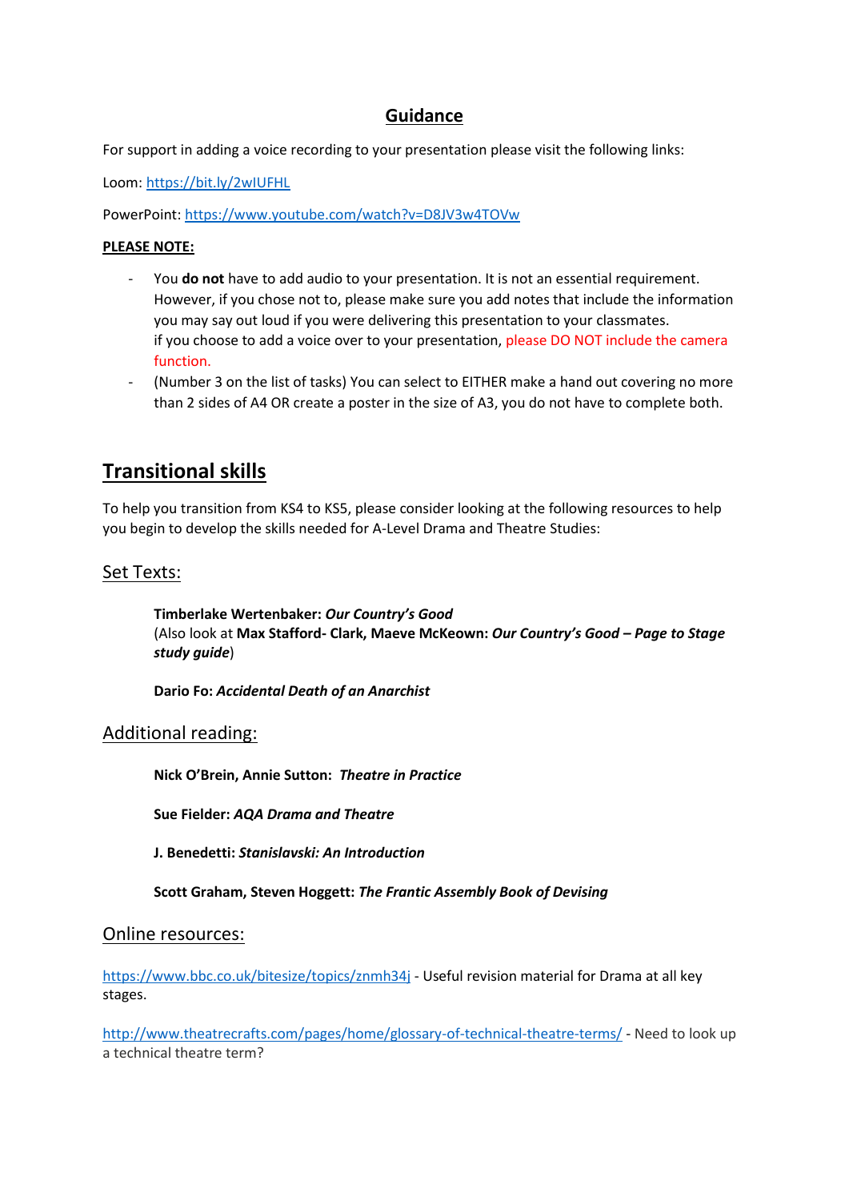## Guidance

For support in adding a voice recording to your presentation please visit the following links:

Loom: https://bit.ly/2wIUFHL

PowerPoint: https://www.youtube.com/watch?v=D8JV3w4TOVw

**PLEASE NOTE:**

- You **do not** have to add audio to your presentation. It is not an essential requirement. However, if you chose not to, please make sure you add notes that include the information you may say out loud if you were delivering this presentation to your classmates. if you choose to add a voice over to your presentation, please DO NOT include the camera function.
- (Number 3 on the list of tasks) You can select to EITHER make a hand out covering no more than 2 sides of A4 OR create a poster in the size of A3, you do not have to complete both.

# Transitional skills

To help you transition from KS4 to KS5, please consider looking at the following resources to help you begin to develop the skills needed for A-Level Drama and Theatre Studies:

## Set Texts:

**Timberlake Wertenbaker: *Our Country's Good***
(Also look at **Max Stafford- Clark, Maeve McKeown: *Our Country's Good – Page to Stage study guide***)

**Dario Fo: *Accidental Death of an Anarchist***

## Additional reading:

**Nick O'Brein, Annie Sutton: *Theatre in Practice***

**Sue Fielder: *AQA Drama and Theatre***

**J. Benedetti: *Stanislavski: An Introduction***

**Scott Graham, Steven Hoggett: *The Frantic Assembly Book of Devising***

## Online resources:

https://www.bbc.co.uk/bitesize/topics/znmh34j - Useful revision material for Drama at all key stages.

http://www.theatrecrafts.com/pages/home/glossary-of-technical-theatre-terms/ - Need to look up a technical theatre term?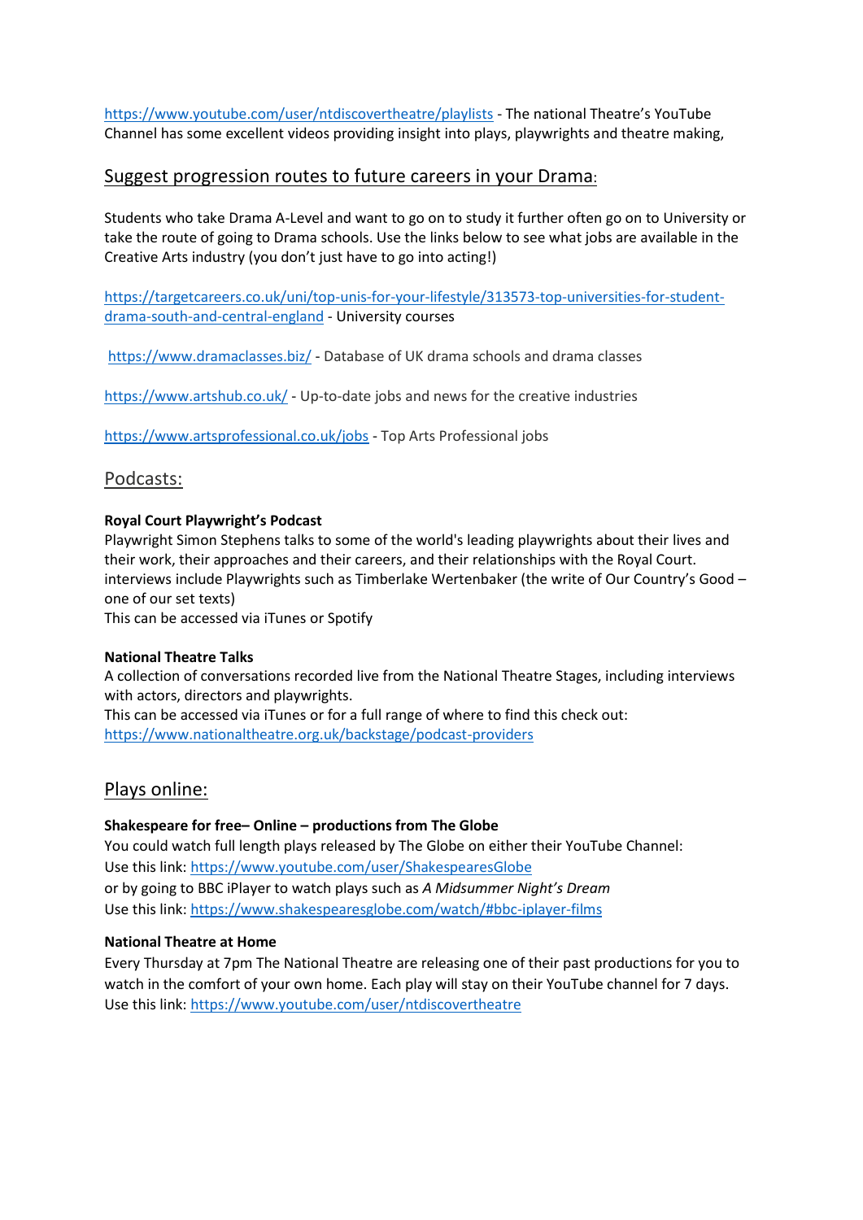https://www.youtube.com/user/ntdiscovertheatre/playlists - The national Theatre's YouTube Channel has some excellent videos providing insight into plays, playwrights and theatre making,

## Suggest progression routes to future careers in your Drama:

Students who take Drama A-Level and want to go on to study it further often go on to University or take the route of going to Drama schools. Use the links below to see what jobs are available in the Creative Arts industry (you don't just have to go into acting!)

https://targetcareers.co.uk/uni/top-unis-for-your-lifestyle/313573-top-universities-for-student-drama-south-and-central-england - University courses

https://www.dramaclasses.biz/ - Database of UK drama schools and drama classes

https://www.artshub.co.uk/ - Up-to-date jobs and news for the creative industries

https://www.artsprofessional.co.uk/jobs - Top Arts Professional jobs

## Podcasts:

**Royal Court Playwright's Podcast**
Playwright Simon Stephens talks to some of the world's leading playwrights about their lives and their work, their approaches and their careers, and their relationships with the Royal Court. interviews include Playwrights such as Timberlake Wertenbaker (the write of Our Country's Good – one of our set texts)
This can be accessed via iTunes or Spotify

**National Theatre Talks**
A collection of conversations recorded live from the National Theatre Stages, including interviews with actors, directors and playwrights.
This can be accessed via iTunes or for a full range of where to find this check out:
https://www.nationaltheatre.org.uk/backstage/podcast-providers

## Plays online:

**Shakespeare for free– Online – productions from The Globe**
You could watch full length plays released by The Globe on either their YouTube Channel:
Use this link: https://www.youtube.com/user/ShakespearesGlobe
or by going to BBC iPlayer to watch plays such as *A Midsummer Night's Dream*
Use this link: https://www.shakespearesglobe.com/watch/#bbc-iplayer-films

**National Theatre at Home**
Every Thursday at 7pm The National Theatre are releasing one of their past productions for you to watch in the comfort of your own home. Each play will stay on their YouTube channel for 7 days.
Use this link: https://www.youtube.com/user/ntdiscovertheatre